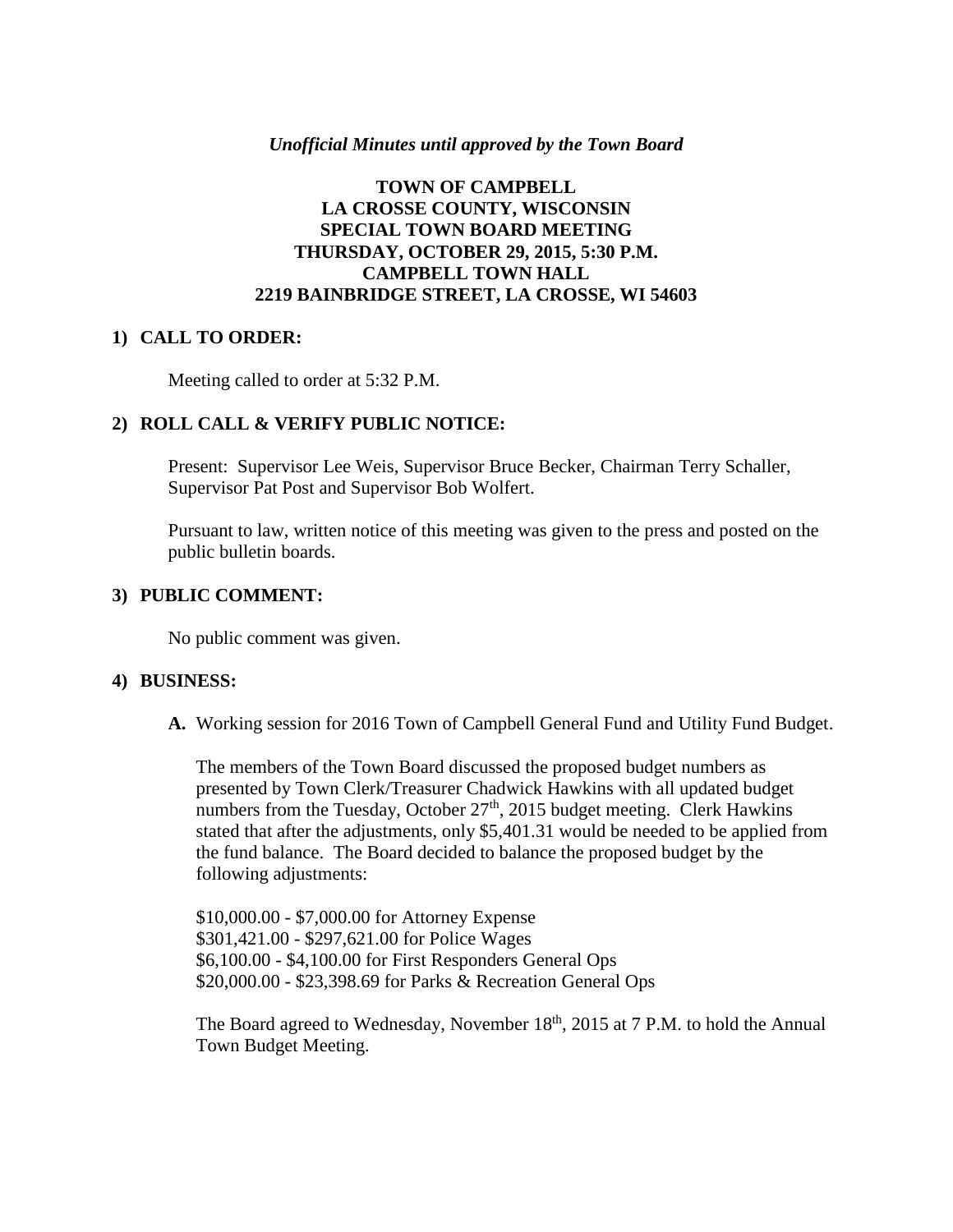*Unofficial Minutes until approved by the Town Board*

**TOWN OF CAMPBELL**
**LA CROSSE COUNTY, WISCONSIN**
**SPECIAL TOWN BOARD MEETING**
**THURSDAY, OCTOBER 29, 2015, 5:30 P.M.**
**CAMPBELL TOWN HALL**
**2219 BAINBRIDGE STREET, LA CROSSE, WI 54603**

## 1) CALL TO ORDER:

Meeting called to order at 5:32 P.M.

## 2) ROLL CALL & VERIFY PUBLIC NOTICE:

Present: Supervisor Lee Weis, Supervisor Bruce Becker, Chairman Terry Schaller, Supervisor Pat Post and Supervisor Bob Wolfert.

Pursuant to law, written notice of this meeting was given to the press and posted on the public bulletin boards.

## 3) PUBLIC COMMENT:

No public comment was given.

## 4) BUSINESS:

**A.** Working session for 2016 Town of Campbell General Fund and Utility Fund Budget.

The members of the Town Board discussed the proposed budget numbers as presented by Town Clerk/Treasurer Chadwick Hawkins with all updated budget numbers from the Tuesday, October 27th, 2015 budget meeting. Clerk Hawkins stated that after the adjustments, only $5,401.31 would be needed to be applied from the fund balance. The Board decided to balance the proposed budget by the following adjustments:

$10,000.00 - $7,000.00 for Attorney Expense
$301,421.00 - $297,621.00 for Police Wages
$6,100.00 - $4,100.00 for First Responders General Ops
$20,000.00 - $23,398.69 for Parks & Recreation General Ops

The Board agreed to Wednesday, November 18th, 2015 at 7 P.M. to hold the Annual Town Budget Meeting.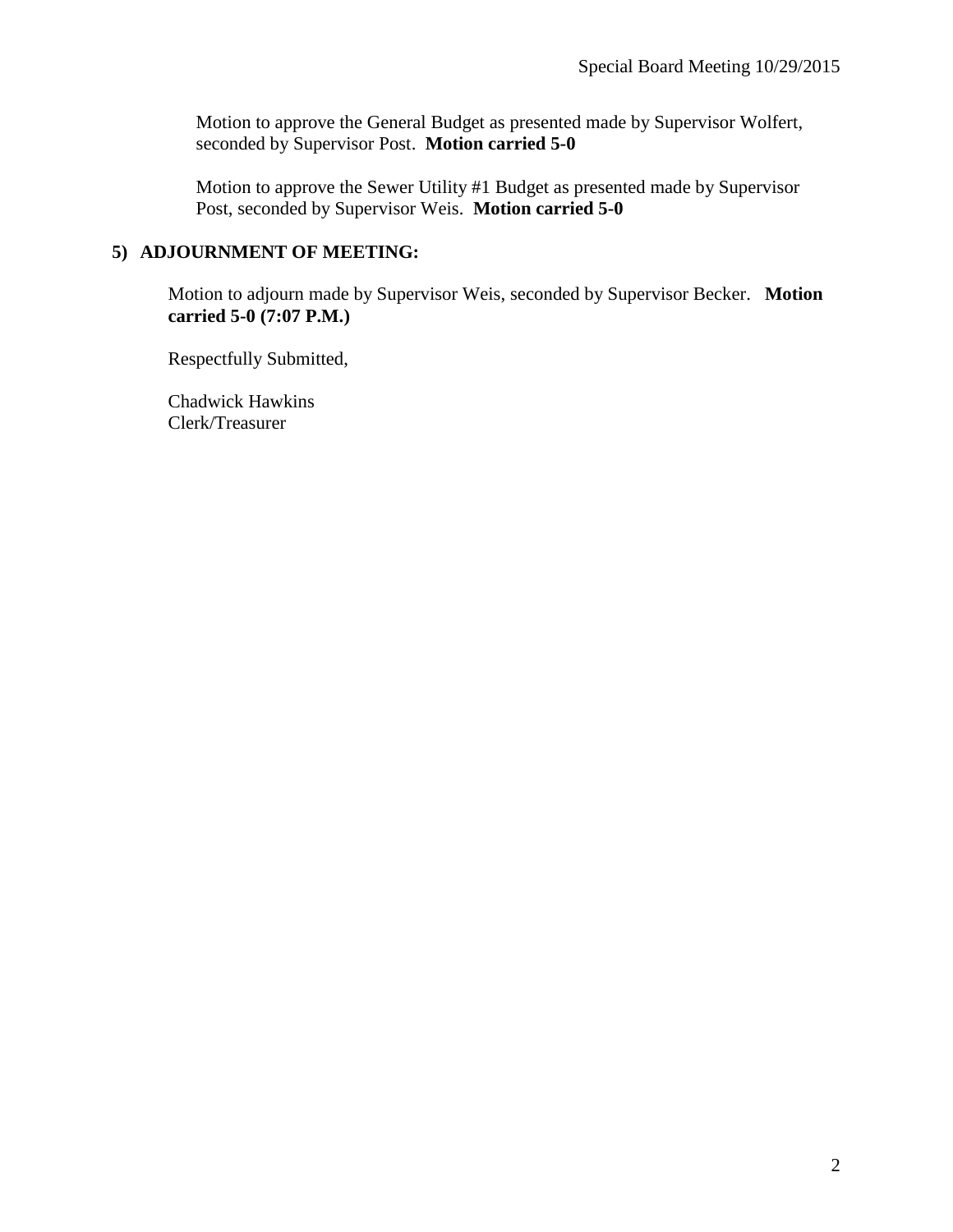Motion to approve the General Budget as presented made by Supervisor Wolfert, seconded by Supervisor Post. **Motion carried 5-0**

Motion to approve the Sewer Utility #1 Budget as presented made by Supervisor Post, seconded by Supervisor Weis. **Motion carried 5-0**

## 5) ADJOURNMENT OF MEETING:

Motion to adjourn made by Supervisor Weis, seconded by Supervisor Becker. **Motion carried 5-0 (7:07 P.M.)**

Respectfully Submitted,

Chadwick Hawkins
Clerk/Treasurer